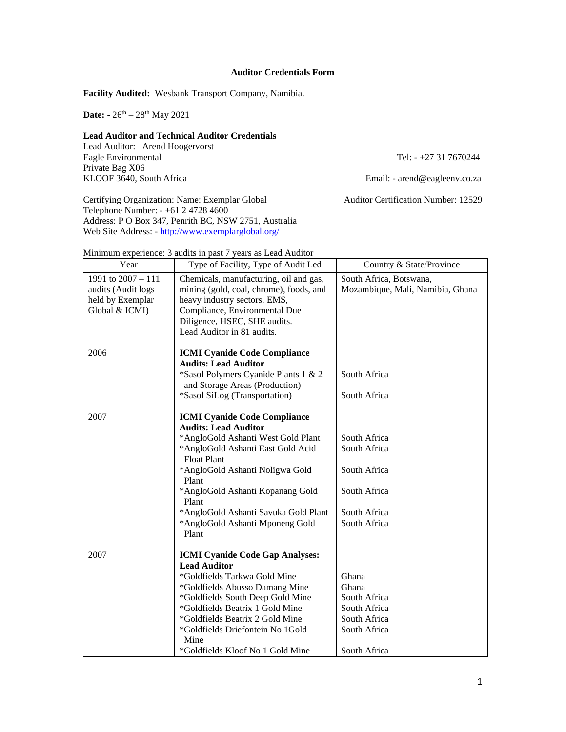# Auditor Credentials Form

**Facility Audited:** Wesbank Transport Company, Namibia.

**Date:** - 26th – 28th May 2021

**Lead Auditor and Technical Auditor Credentials**

Lead Auditor: Arend Hoogervorst
Eagle Environmental
Private Bag X06
KLOOF 3640, South Africa

Tel: - +27 31 7670244

Email: - arend@eagleenv.co.za

Certifying Organization: Name: Exemplar Global
Telephone Number: - +61 2 4728 4600
Address: P O Box 347, Penrith BC, NSW 2751, Australia
Web Site Address: - http://www.exemplarglobal.org/

Auditor Certification Number: 12529

Minimum experience: 3 audits in past 7 years as Lead Auditor

| Year | Type of Facility, Type of Audit Led | Country & State/Province |
|---|---|---|
| 1991 to 2007 – 111 audits (Audit logs held by Exemplar Global & ICMI) | Chemicals, manufacturing, oil and gas, mining (gold, coal, chrome), foods, and heavy industry sectors. EMS, Compliance, Environmental Due Diligence, HSEC, SHE audits.<br>Lead Auditor in 81 audits. | South Africa, Botswana, Mozambique, Mali, Namibia, Ghana |
| 2006 | **ICMI Cyanide Code Compliance Audits: Lead Auditor** | |
| | *Sasol Polymers Cyanide Plants 1 & 2 and Storage Areas (Production) | South Africa |
| | *Sasol SiLog (Transportation) | South Africa |
| 2007 | **ICMI Cyanide Code Compliance Audits: Lead Auditor** | |
| | *AngloGold Ashanti West Gold Plant | South Africa |
| | *AngloGold Ashanti East Gold Acid Float Plant | South Africa |
| | *AngloGold Ashanti Noligwa Gold Plant | South Africa |
| | *AngloGold Ashanti Kopanang Gold Plant | South Africa |
| | *AngloGold Ashanti Savuka Gold Plant | South Africa |
| | *AngloGold Ashanti Mponeng Gold Plant | South Africa |
| 2007 | **ICMI Cyanide Code Gap Analyses: Lead Auditor** | |
| | *Goldfields Tarkwa Gold Mine | Ghana |
| | *Goldfields Abusso Damang Mine | Ghana |
| | *Goldfields South Deep Gold Mine | South Africa |
| | *Goldfields Beatrix 1 Gold Mine | South Africa |
| | *Goldfields Beatrix 2 Gold Mine | South Africa |
| | *Goldfields Driefontein No 1Gold Mine | South Africa |
| | *Goldfields Kloof No 1 Gold Mine | South Africa |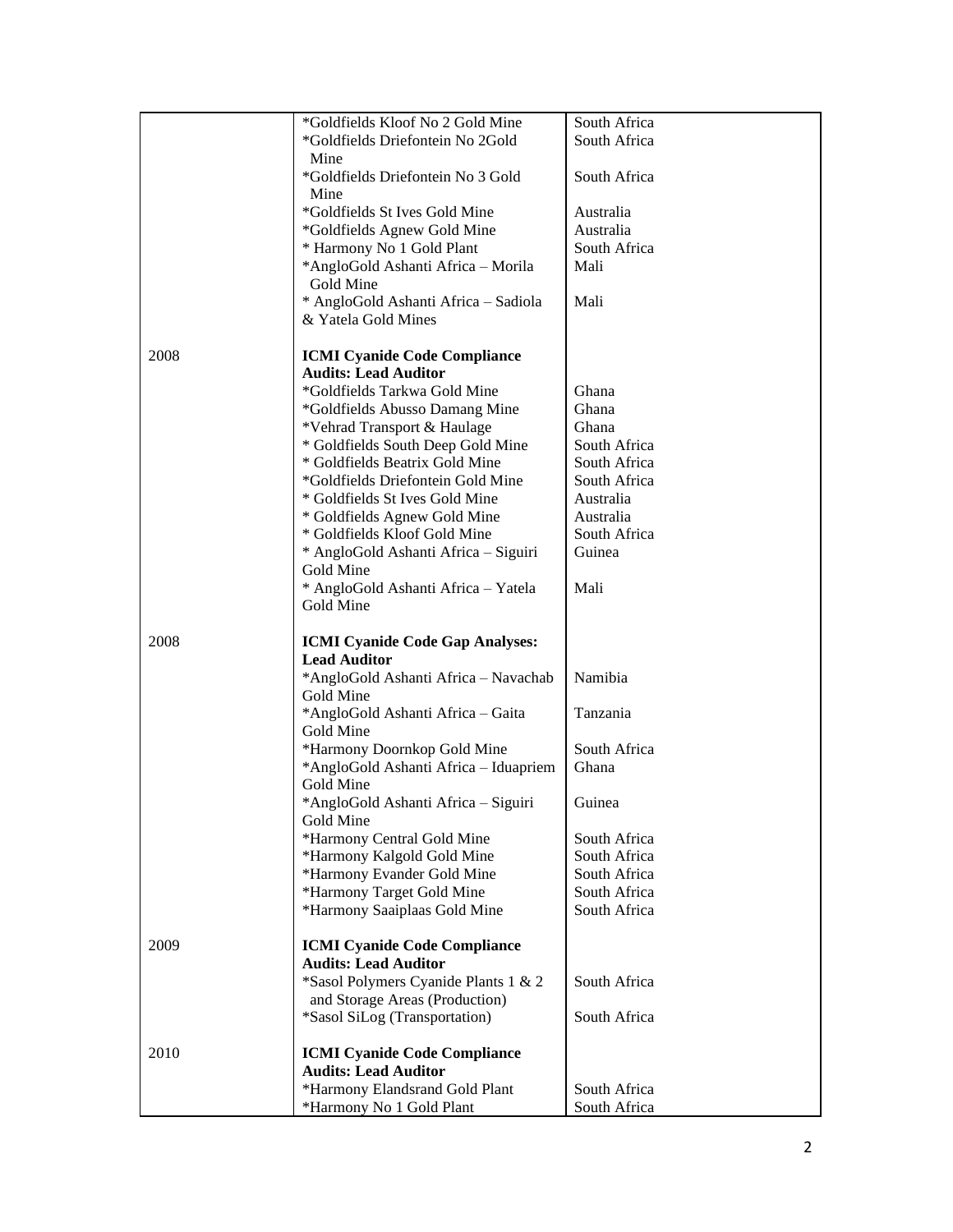| | | |
|---|---|---|
| | *Goldfields Kloof No 2 Gold Mine | South Africa |
| | *Goldfields Driefontein No 2Gold Mine | South Africa |
| | *Goldfields Driefontein No 3 Gold Mine | South Africa |
| | *Goldfields St Ives Gold Mine | Australia |
| | *Goldfields Agnew Gold Mine | Australia |
| | * Harmony No 1 Gold Plant | South Africa |
| | *AngloGold Ashanti Africa – Morila Gold Mine | Mali |
| | * AngloGold Ashanti Africa – Sadiola & Yatela Gold Mines | Mali |
| 2008 | **ICMI Cyanide Code Compliance Audits: Lead Auditor** | |
| | *Goldfields Tarkwa Gold Mine | Ghana |
| | *Goldfields Abusso Damang Mine | Ghana |
| | *Vehrad Transport & Haulage | Ghana |
| | * Goldfields South Deep Gold Mine | South Africa |
| | * Goldfields Beatrix Gold Mine | South Africa |
| | *Goldfields Driefontein Gold Mine | South Africa |
| | * Goldfields St Ives Gold Mine | Australia |
| | * Goldfields Agnew Gold Mine | Australia |
| | * Goldfields Kloof Gold Mine | South Africa |
| | * AngloGold Ashanti Africa – Siguiri Gold Mine | Guinea |
| | * AngloGold Ashanti Africa – Yatela Gold Mine | Mali |
| 2008 | **ICMI Cyanide Code Gap Analyses: Lead Auditor** | |
| | *AngloGold Ashanti Africa – Navachab Gold Mine | Namibia |
| | *AngloGold Ashanti Africa – Gaita Gold Mine | Tanzania |
| | *Harmony Doornkop Gold Mine | South Africa |
| | *AngloGold Ashanti Africa – Iduapriem Gold Mine | Ghana |
| | *AngloGold Ashanti Africa – Siguiri Gold Mine | Guinea |
| | *Harmony Central Gold Mine | South Africa |
| | *Harmony Kalgold Gold Mine | South Africa |
| | *Harmony Evander Gold Mine | South Africa |
| | *Harmony Target Gold Mine | South Africa |
| | *Harmony Saaiplaas Gold Mine | South Africa |
| 2009 | **ICMI Cyanide Code Compliance Audits: Lead Auditor** | |
| | *Sasol Polymers Cyanide Plants 1 & 2 and Storage Areas (Production) | South Africa |
| | *Sasol SiLog (Transportation) | South Africa |
| 2010 | **ICMI Cyanide Code Compliance Audits: Lead Auditor** | |
| | *Harmony Elandsrand Gold Plant | South Africa |
| | *Harmony No 1 Gold Plant | South Africa |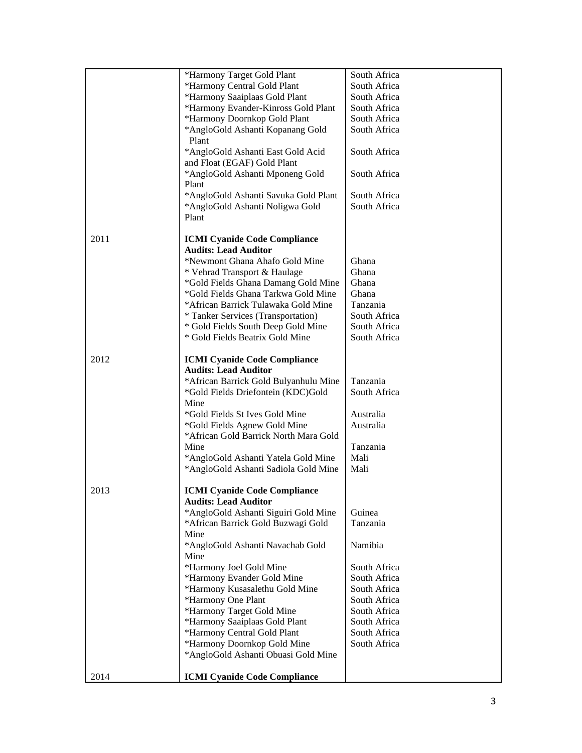| | | |
|---|---|---|
| | *Harmony Target Gold Plant | South Africa |
| | *Harmony Central Gold Plant | South Africa |
| | *Harmony Saaiplaas Gold Plant | South Africa |
| | *Harmony Evander-Kinross Gold Plant | South Africa |
| | *Harmony Doornkop Gold Plant | South Africa |
| | *AngloGold Ashanti Kopanang Gold Plant | South Africa |
| | *AngloGold Ashanti East Gold Acid and Float (EGAF) Gold Plant | South Africa |
| | *AngloGold Ashanti Mponeng Gold Plant | South Africa |
| | *AngloGold Ashanti Savuka Gold Plant | South Africa |
| | *AngloGold Ashanti Noligwa Gold Plant | South Africa |
| 2011 | **ICMI Cyanide Code Compliance Audits: Lead Auditor** | |
| | *Newmont Ghana Ahafo Gold Mine | Ghana |
| | * Vehrad Transport & Haulage | Ghana |
| | *Gold Fields Ghana Damang Gold Mine | Ghana |
| | *Gold Fields Ghana Tarkwa Gold Mine | Ghana |
| | *African Barrick Tulawaka Gold Mine | Tanzania |
| | * Tanker Services (Transportation) | South Africa |
| | * Gold Fields South Deep Gold Mine | South Africa |
| | * Gold Fields Beatrix Gold Mine | South Africa |
| 2012 | **ICMI Cyanide Code Compliance Audits: Lead Auditor** | |
| | *African Barrick Gold Bulyanhulu Mine | Tanzania |
| | *Gold Fields Driefontein (KDC)Gold Mine | South Africa |
| | *Gold Fields St Ives Gold Mine | Australia |
| | *Gold Fields Agnew Gold Mine | Australia |
| | *African Gold Barrick North Mara Gold Mine | Tanzania |
| | *AngloGold Ashanti Yatela Gold Mine | Mali |
| | *AngloGold Ashanti Sadiola Gold Mine | Mali |
| 2013 | **ICMI Cyanide Code Compliance Audits: Lead Auditor** | |
| | *AngloGold Ashanti Siguiri Gold Mine | Guinea |
| | *African Barrick Gold Buzwagi Gold Mine | Tanzania |
| | *AngloGold Ashanti Navachab Gold Mine | Namibia |
| | *Harmony Joel Gold Mine | South Africa |
| | *Harmony Evander Gold Mine | South Africa |
| | *Harmony Kusasalethu Gold Mine | South Africa |
| | *Harmony One Plant | South Africa |
| | *Harmony Target Gold Mine | South Africa |
| | *Harmony Saaiplaas Gold Plant | South Africa |
| | *Harmony Central Gold Plant | South Africa |
| | *Harmony Doornkop Gold Mine | South Africa |
| | *AngloGold Ashanti Obuasi Gold Mine | |
| 2014 | **ICMI Cyanide Code Compliance** | |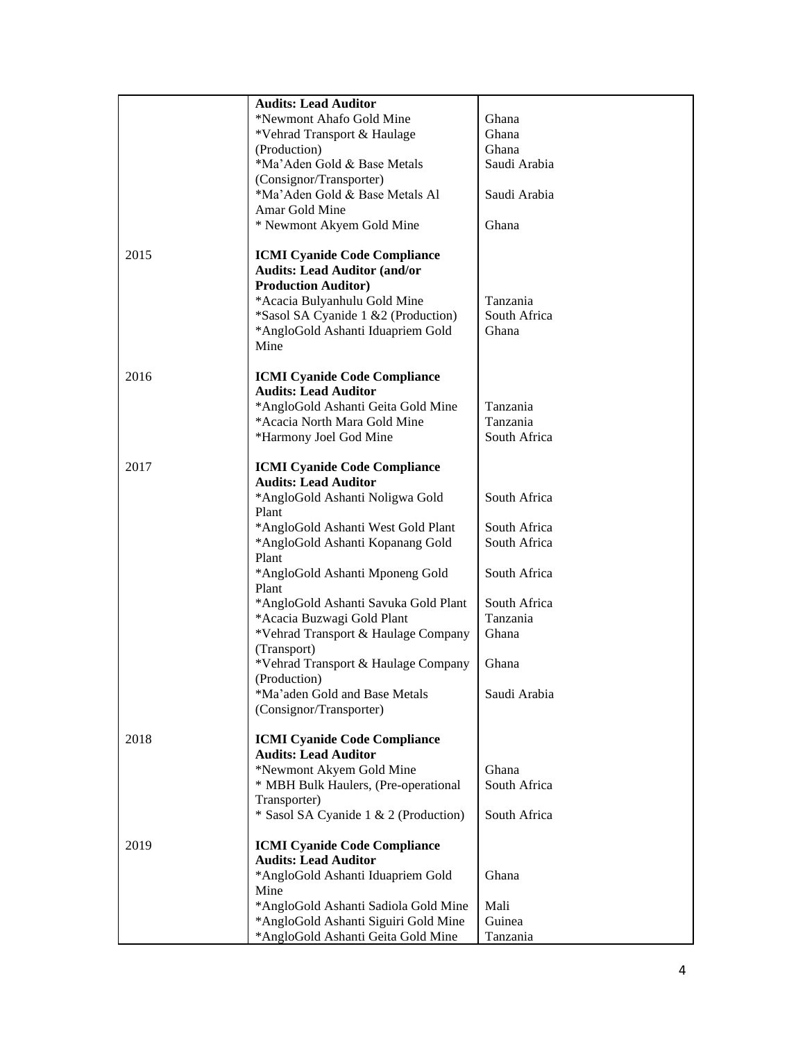| | | |
|---|---|---|
| | **Audits: Lead Auditor**<br>*Newmont Ahafo Gold Mine<br>*Vehrad Transport & Haulage<br>(Production)<br>*Ma'Aden Gold & Base Metals<br>(Consignor/Transporter)<br>*Ma'Aden Gold & Base Metals Al<br>Amar Gold Mine<br>* Newmont Akyem Gold Mine | <br>Ghana<br>Ghana<br>Ghana<br>Saudi Arabia<br><br>Saudi Arabia<br><br>Ghana |
| 2015 | **ICMI Cyanide Code Compliance**<br>**Audits: Lead Auditor (and/or**<br>**Production Auditor)**<br>*Acacia Bulyanhulu Gold Mine<br>*Sasol SA Cyanide 1 &2 (Production)<br>*AngloGold Ashanti Iduapriem Gold<br>Mine | <br><br><br>Tanzania<br>South Africa<br>Ghana |
| 2016 | **ICMI Cyanide Code Compliance**<br>**Audits: Lead Auditor**<br>*AngloGold Ashanti Geita Gold Mine<br>*Acacia North Mara Gold Mine<br>*Harmony Joel God Mine | <br><br>Tanzania<br>Tanzania<br>South Africa |
| 2017 | **ICMI Cyanide Code Compliance**<br>**Audits: Lead Auditor**<br>*AngloGold Ashanti Noligwa Gold<br>Plant<br>*AngloGold Ashanti West Gold Plant<br>*AngloGold Ashanti Kopanang Gold<br>Plant<br>*AngloGold Ashanti Mponeng Gold<br>Plant<br>*AngloGold Ashanti Savuka Gold Plant<br>*Acacia Buzwagi Gold Plant<br>*Vehrad Transport & Haulage Company<br>(Transport)<br>*Vehrad Transport & Haulage Company<br>(Production)<br>*Ma'aden Gold and Base Metals<br>(Consignor/Transporter) | <br><br>South Africa<br><br>South Africa<br>South Africa<br><br>South Africa<br><br>South Africa<br>Tanzania<br>Ghana<br><br>Ghana<br><br>Saudi Arabia |
| 2018 | **ICMI Cyanide Code Compliance**<br>**Audits: Lead Auditor**<br>*Newmont Akyem Gold Mine<br>* MBH Bulk Haulers, (Pre-operational<br>Transporter)<br>* Sasol SA Cyanide 1 & 2 (Production) | <br><br>Ghana<br>South Africa<br><br>South Africa |
| 2019 | **ICMI Cyanide Code Compliance**<br>**Audits: Lead Auditor**<br>*AngloGold Ashanti Iduapriem Gold<br>Mine<br>*AngloGold Ashanti Sadiola Gold Mine<br>*AngloGold Ashanti Siguiri Gold Mine<br>*AngloGold Ashanti Geita Gold Mine | <br><br>Ghana<br><br>Mali<br>Guinea<br>Tanzania |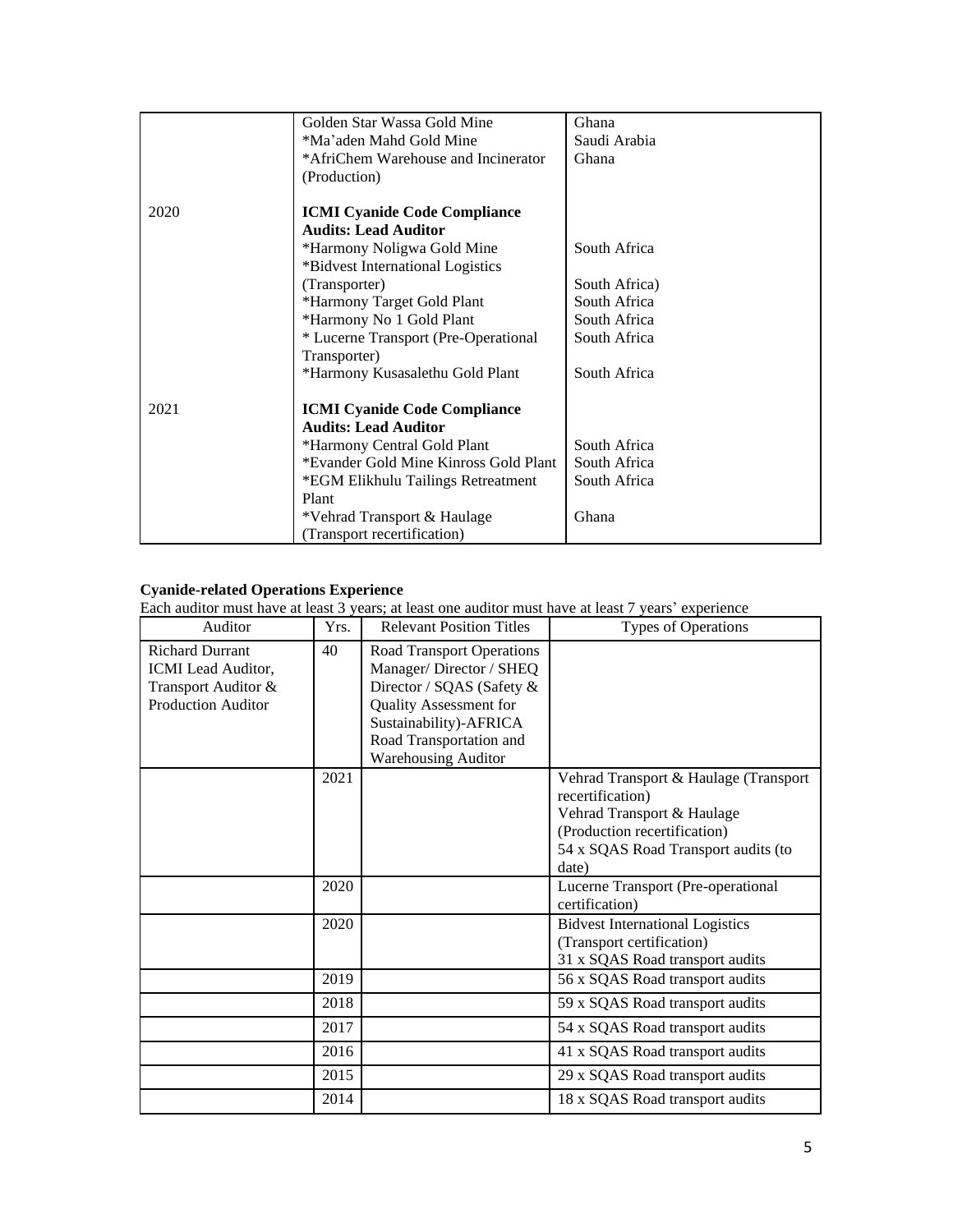| | | |
|---|---|---|
| | Golden Star Wassa Gold Mine<br>*Ma'aden Mahd Gold Mine<br>*AfriChem Warehouse and Incinerator (Production) | Ghana<br>Saudi Arabia<br>Ghana |
| 2020 | **ICMI Cyanide Code Compliance Audits: Lead Auditor**<br>*Harmony Noligwa Gold Mine<br>*Bidvest International Logistics (Transporter)<br>*Harmony Target Gold Plant<br>*Harmony No 1 Gold Plant<br>* Lucerne Transport (Pre-Operational Transporter)<br>*Harmony Kusasalethu Gold Plant | <br>South Africa<br>South Africa)<br>South Africa<br>South Africa<br>South Africa<br>South Africa |
| 2021 | **ICMI Cyanide Code Compliance Audits: Lead Auditor**<br>*Harmony Central Gold Plant<br>*Evander Gold Mine Kinross Gold Plant<br>*EGM Elikhulu Tailings Retreatment Plant<br>*Vehrad Transport & Haulage (Transport recertification) | <br>South Africa<br>South Africa<br>South Africa<br>Ghana |

**Cyanide-related Operations Experience**

Each auditor must have at least 3 years; at least one auditor must have at least 7 years' experience

| Auditor | Yrs. | Relevant Position Titles | Types of Operations |
|---|---|---|---|
| Richard Durrant<br>ICMI Lead Auditor, Transport Auditor & Production Auditor | 40 | Road Transport Operations Manager/ Director / SHEQ Director / SQAS (Safety & Quality Assessment for Sustainability)-AFRICA Road Transportation and Warehousing Auditor | |
| | 2021 | | Vehrad Transport & Haulage (Transport recertification)<br>Vehrad Transport & Haulage (Production recertification)<br>54 x SQAS Road Transport audits (to date) |
| | 2020 | | Lucerne Transport (Pre-operational certification) |
| | 2020 | | Bidvest International Logistics (Transport certification)<br>31 x SQAS Road transport audits |
| | 2019 | | 56 x SQAS Road transport audits |
| | 2018 | | 59 x SQAS Road transport audits |
| | 2017 | | 54 x SQAS Road transport audits |
| | 2016 | | 41 x SQAS Road transport audits |
| | 2015 | | 29 x SQAS Road transport audits |
| | 2014 | | 18 x SQAS Road transport audits |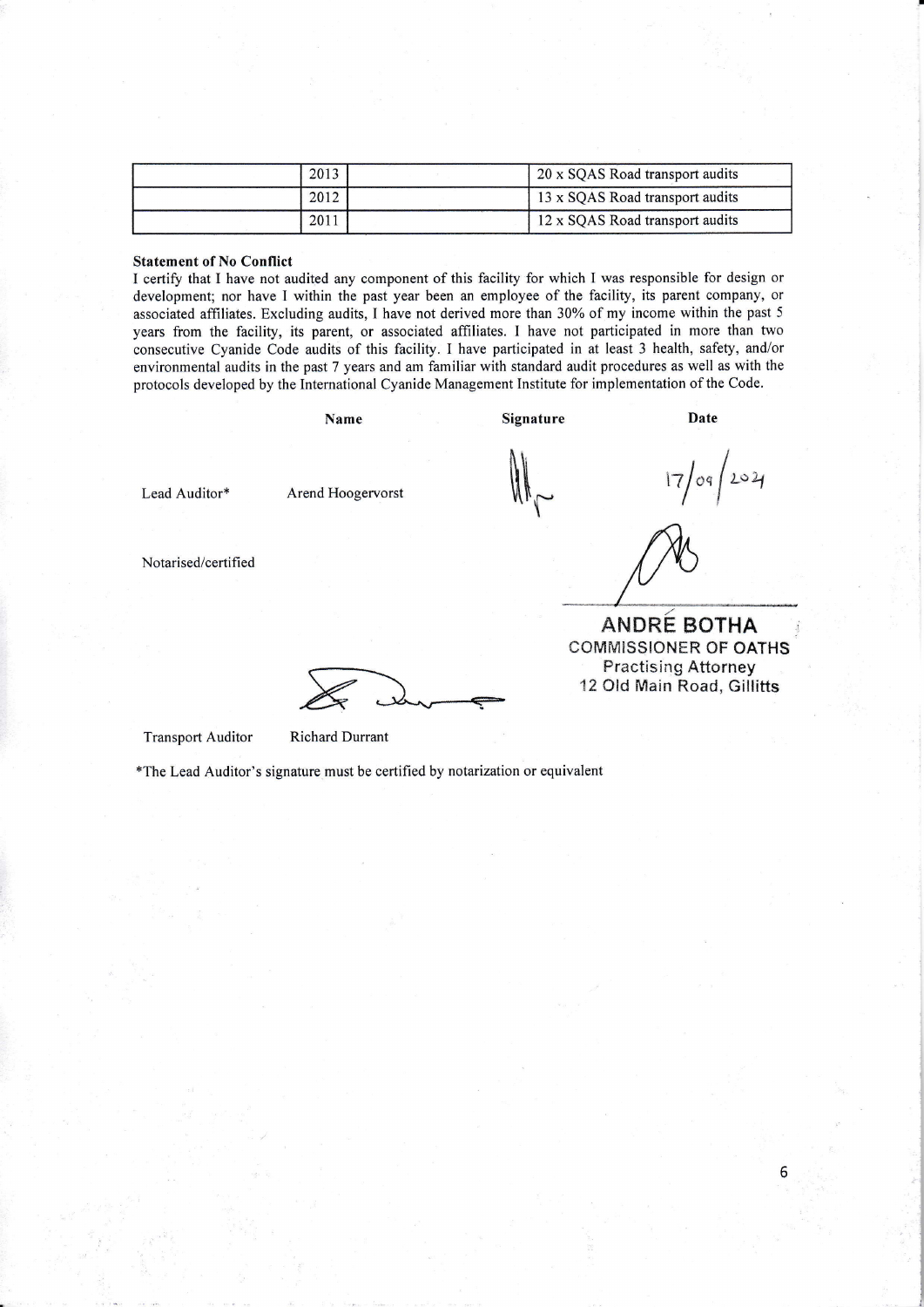| | | | |
|---|---|---|---|
| | 2013 | | 20 x SQAS Road transport audits |
| | 2012 | | 13 x SQAS Road transport audits |
| | 2011 | | 12 x SQAS Road transport audits |

**Statement of No Conflict**

I certify that I have not audited any component of this facility for which I was responsible for design or development; nor have I within the past year been an employee of the facility, its parent company, or associated affiliates. Excluding audits, I have not derived more than 30% of my income within the past 5 years from the facility, its parent, or associated affiliates. I have not participated in more than two consecutive Cyanide Code audits of this facility. I have participated in at least 3 health, safety, and/or environmental audits in the past 7 years and am familiar with standard audit procedures as well as with the protocols developed by the International Cyanide Management Institute for implementation of the Code.

| | Name | Signature | Date |
|---|---|---|---|
| Lead Auditor* | Arend Hoogervorst | [signature] | 17/09/2024 |
| Notarised/certified | | | [signature] |

ANDRÉ BOTHA
COMMISSIONER OF OATHS
Practising Attorney
12 Old Main Road, Gillitts

Transport Auditor Richard Durrant [signature]

*The Lead Auditor's signature must be certified by notarization or equivalent